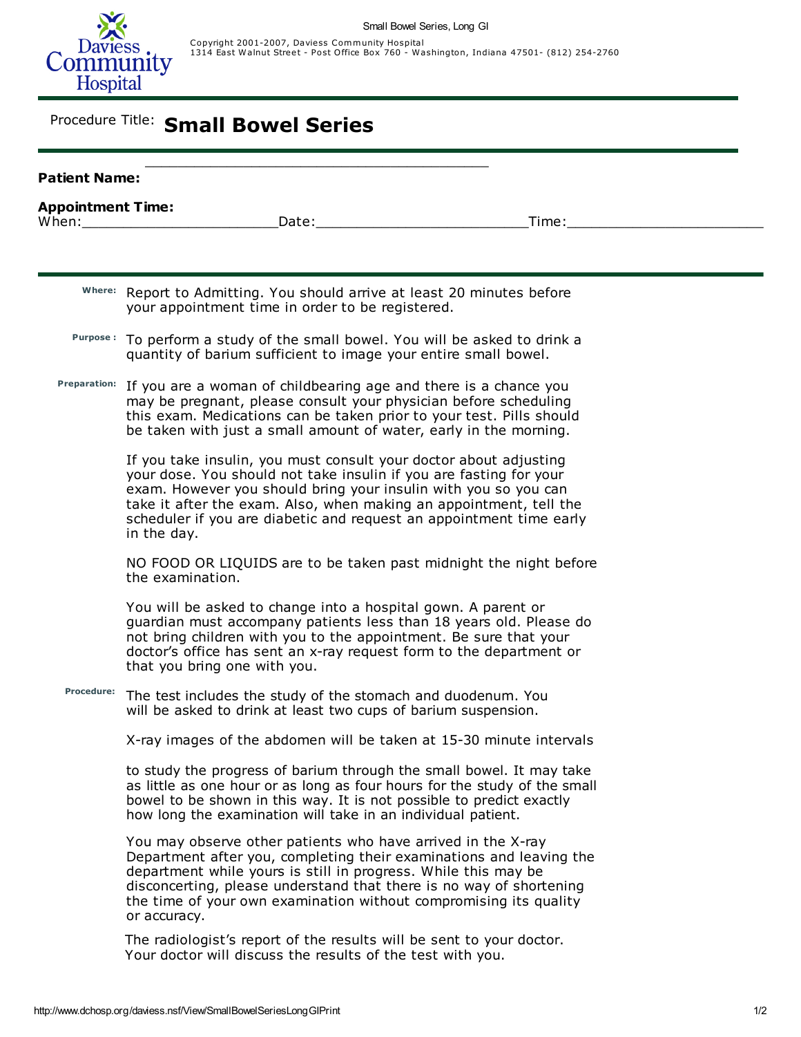Copyright 2001-2007, Daviess Community Hospital
1314 East Walnut Street - Post Office Box 760 - Washington, Indiana 47501- (812) 254-2760

Procedure Title: **Small Bowel Series**

**Patient Name:** ____________________________________________

**Appointment Time:**
When:________________________Date:__________________________Time:________________________

**Where:** Report to Admitting. You should arrive at least 20 minutes before your appointment time in order to be registered.

**Purpose :** To perform a study of the small bowel. You will be asked to drink a quantity of barium sufficient to image your entire small bowel.

**Preparation:** If you are a woman of childbearing age and there is a chance you may be pregnant, please consult your physician before scheduling this exam. Medications can be taken prior to your test. Pills should be taken with just a small amount of water, early in the morning.

If you take insulin, you must consult your doctor about adjusting your dose. You should not take insulin if you are fasting for your exam. However you should bring your insulin with you so you can take it after the exam. Also, when making an appointment, tell the scheduler if you are diabetic and request an appointment time early in the day.

NO FOOD OR LIQUIDS are to be taken past midnight the night before the examination.

You will be asked to change into a hospital gown. A parent or guardian must accompany patients less than 18 years old. Please do not bring children with you to the appointment. Be sure that your doctor's office has sent an x-ray request form to the department or that you bring one with you.

**Procedure:** The test includes the study of the stomach and duodenum. You will be asked to drink at least two cups of barium suspension.

X-ray images of the abdomen will be taken at 15-30 minute intervals

to study the progress of barium through the small bowel. It may take as little as one hour or as long as four hours for the study of the small bowel to be shown in this way. It is not possible to predict exactly how long the examination will take in an individual patient.

You may observe other patients who have arrived in the X-ray Department after you, completing their examinations and leaving the department while yours is still in progress. While this may be disconcerting, please understand that there is no way of shortening the time of your own examination without compromising its quality or accuracy.

The radiologist's report of the results will be sent to your doctor. Your doctor will discuss the results of the test with you.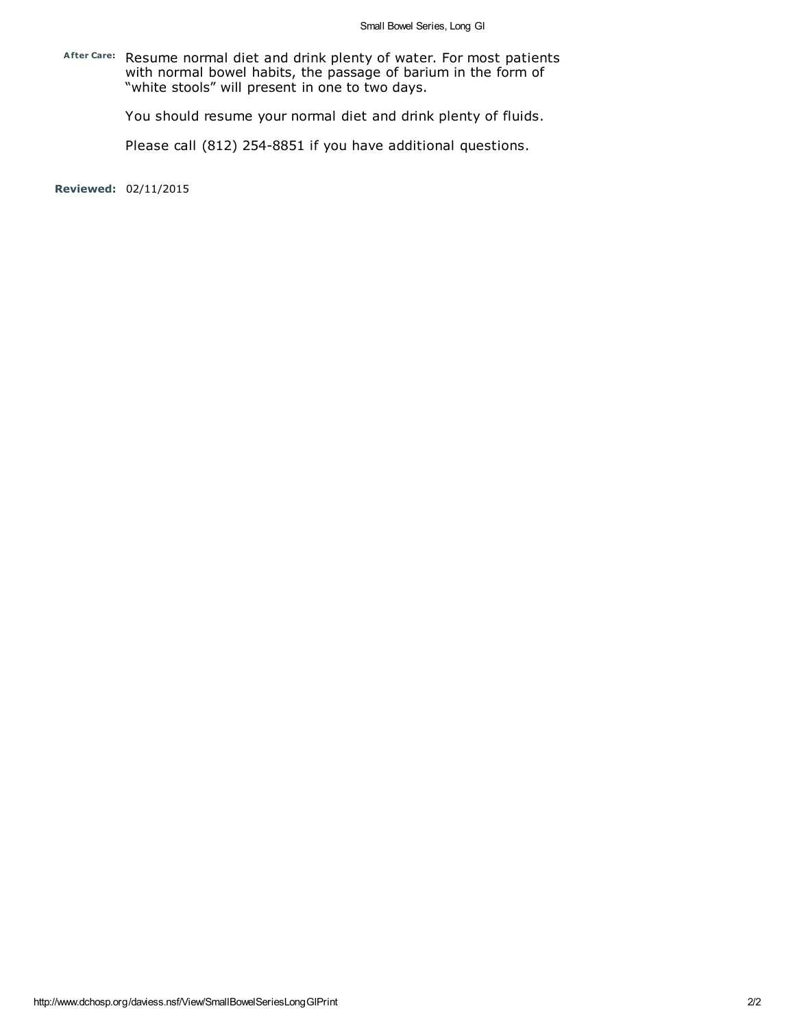**After Care:** Resume normal diet and drink plenty of water. For most patients with normal bowel habits, the passage of barium in the form of "white stools" will present in one to two days.

You should resume your normal diet and drink plenty of fluids.

Please call (812) 254-8851 if you have additional questions.

**Reviewed:** 02/11/2015